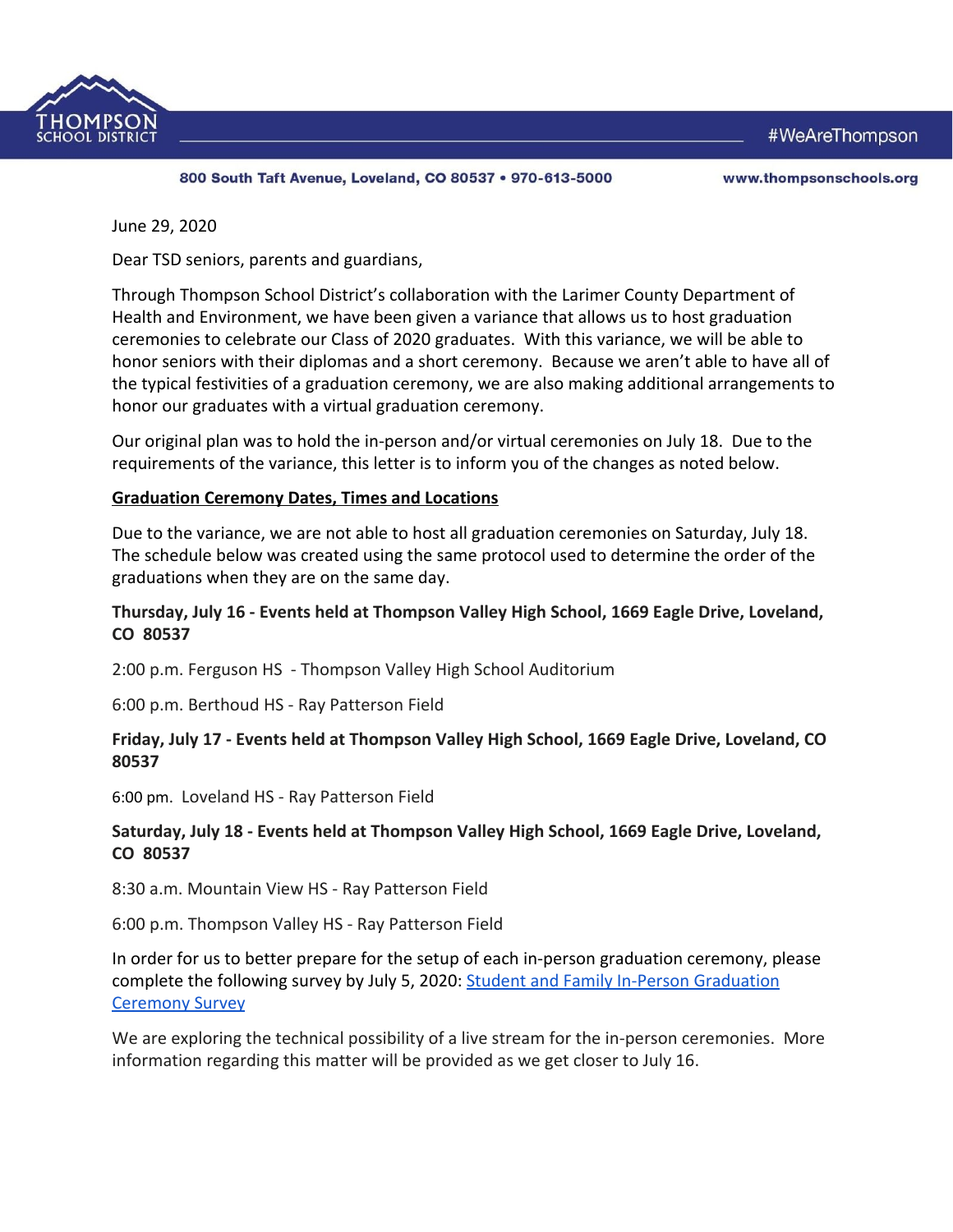THOMPSON SCHOOL DISTRICT #WeAreThompson

800 South Taft Avenue, Loveland, CO 80537 • 970-613-5000 www.thompsonschools.org

June 29, 2020

Dear TSD seniors, parents and guardians,

Through Thompson School District's collaboration with the Larimer County Department of Health and Environment, we have been given a variance that allows us to host graduation ceremonies to celebrate our Class of 2020 graduates. With this variance, we will be able to honor seniors with their diplomas and a short ceremony. Because we aren't able to have all of the typical festivities of a graduation ceremony, we are also making additional arrangements to honor our graduates with a virtual graduation ceremony.

Our original plan was to hold the in-person and/or virtual ceremonies on July 18. Due to the requirements of the variance, this letter is to inform you of the changes as noted below.

**Graduation Ceremony Dates, Times and Locations**

Due to the variance, we are not able to host all graduation ceremonies on Saturday, July 18. The schedule below was created using the same protocol used to determine the order of the graduations when they are on the same day.

**Thursday, July 16 - Events held at Thompson Valley High School, 1669 Eagle Drive, Loveland, CO 80537**

2:00 p.m. Ferguson HS - Thompson Valley High School Auditorium

6:00 p.m. Berthoud HS - Ray Patterson Field

**Friday, July 17 - Events held at Thompson Valley High School, 1669 Eagle Drive, Loveland, CO 80537**

6:00 pm. Loveland HS - Ray Patterson Field

**Saturday, July 18 - Events held at Thompson Valley High School, 1669 Eagle Drive, Loveland, CO 80537**

8:30 a.m. Mountain View HS - Ray Patterson Field

6:00 p.m. Thompson Valley HS - Ray Patterson Field

In order for us to better prepare for the setup of each in-person graduation ceremony, please complete the following survey by July 5, 2020: Student and Family In-Person Graduation Ceremony Survey

We are exploring the technical possibility of a live stream for the in-person ceremonies. More information regarding this matter will be provided as we get closer to July 16.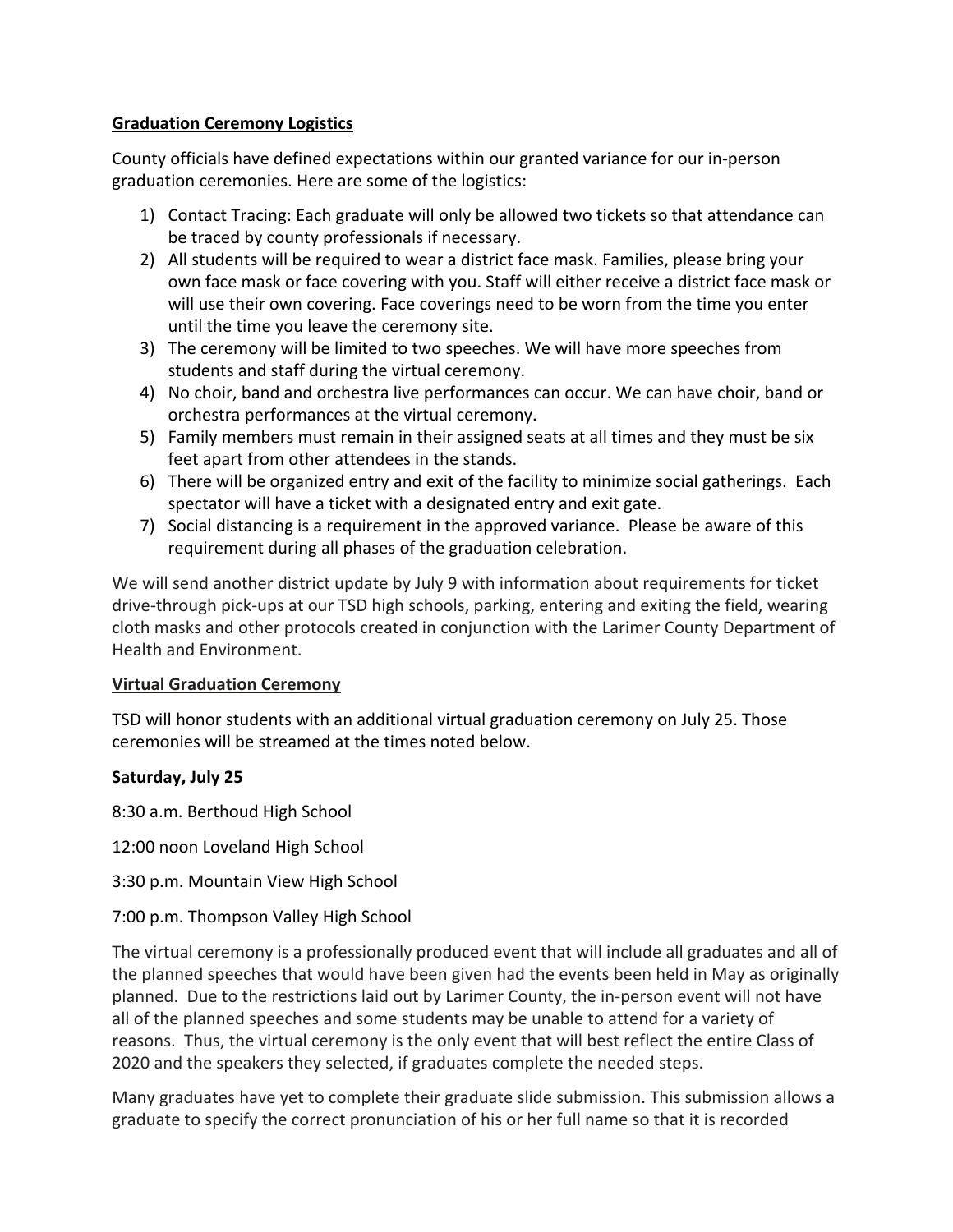**Graduation Ceremony Logistics**

County officials have defined expectations within our granted variance for our in-person graduation ceremonies. Here are some of the logistics:

1) Contact Tracing: Each graduate will only be allowed two tickets so that attendance can be traced by county professionals if necessary.
2) All students will be required to wear a district face mask. Families, please bring your own face mask or face covering with you. Staff will either receive a district face mask or will use their own covering. Face coverings need to be worn from the time you enter until the time you leave the ceremony site.
3) The ceremony will be limited to two speeches. We will have more speeches from students and staff during the virtual ceremony.
4) No choir, band and orchestra live performances can occur. We can have choir, band or orchestra performances at the virtual ceremony.
5) Family members must remain in their assigned seats at all times and they must be six feet apart from other attendees in the stands.
6) There will be organized entry and exit of the facility to minimize social gatherings. Each spectator will have a ticket with a designated entry and exit gate.
7) Social distancing is a requirement in the approved variance. Please be aware of this requirement during all phases of the graduation celebration.

We will send another district update by July 9 with information about requirements for ticket drive-through pick-ups at our TSD high schools, parking, entering and exiting the field, wearing cloth masks and other protocols created in conjunction with the Larimer County Department of Health and Environment.

**Virtual Graduation Ceremony**

TSD will honor students with an additional virtual graduation ceremony on July 25. Those ceremonies will be streamed at the times noted below.

**Saturday, July 25**

8:30 a.m. Berthoud High School

12:00 noon Loveland High School

3:30 p.m. Mountain View High School

7:00 p.m. Thompson Valley High School

The virtual ceremony is a professionally produced event that will include all graduates and all of the planned speeches that would have been given had the events been held in May as originally planned. Due to the restrictions laid out by Larimer County, the in-person event will not have all of the planned speeches and some students may be unable to attend for a variety of reasons. Thus, the virtual ceremony is the only event that will best reflect the entire Class of 2020 and the speakers they selected, if graduates complete the needed steps.

Many graduates have yet to complete their graduate slide submission. This submission allows a graduate to specify the correct pronunciation of his or her full name so that it is recorded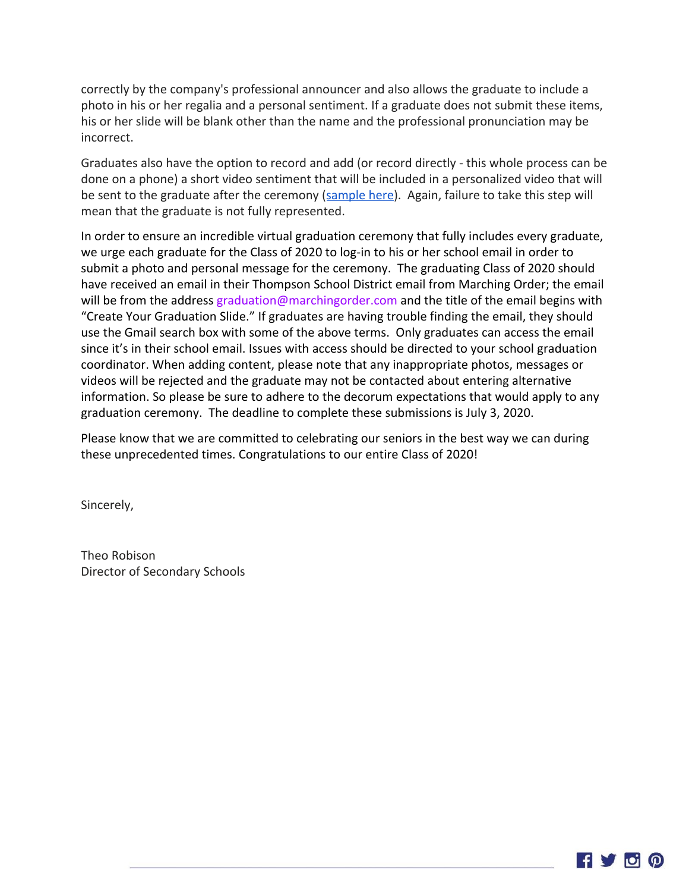correctly by the company's professional announcer and also allows the graduate to include a photo in his or her regalia and a personal sentiment. If a graduate does not submit these items, his or her slide will be blank other than the name and the professional pronunciation may be incorrect.

Graduates also have the option to record and add (or record directly - this whole process can be done on a phone) a short video sentiment that will be included in a personalized video that will be sent to the graduate after the ceremony (sample here). Again, failure to take this step will mean that the graduate is not fully represented.

In order to ensure an incredible virtual graduation ceremony that fully includes every graduate, we urge each graduate for the Class of 2020 to log-in to his or her school email in order to submit a photo and personal message for the ceremony. The graduating Class of 2020 should have received an email in their Thompson School District email from Marching Order; the email will be from the address graduation@marchingorder.com and the title of the email begins with "Create Your Graduation Slide." If graduates are having trouble finding the email, they should use the Gmail search box with some of the above terms. Only graduates can access the email since it's in their school email. Issues with access should be directed to your school graduation coordinator. When adding content, please note that any inappropriate photos, messages or videos will be rejected and the graduate may not be contacted about entering alternative information. So please be sure to adhere to the decorum expectations that would apply to any graduation ceremony. The deadline to complete these submissions is July 3, 2020.

Please know that we are committed to celebrating our seniors in the best way we can during these unprecedented times. Congratulations to our entire Class of 2020!

Sincerely,

Theo Robison
Director of Secondary Schools